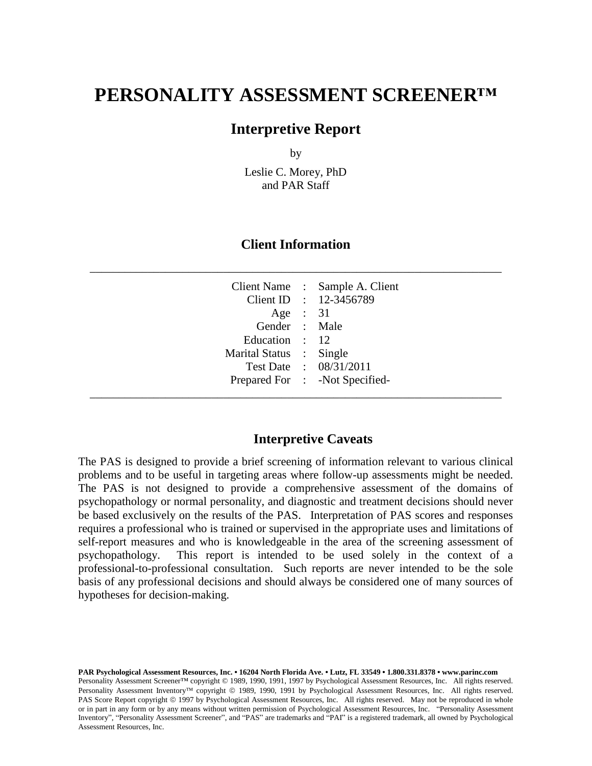# PERSONALITY ASSESSMENT SCREENER™

## Interpretive Report

by

Leslie C. Morey, PhD
and PAR Staff

### Client Information

| | | |
|---|---|---|
| Client Name | : | Sample A. Client |
| Client ID | : | 12-3456789 |
| Age | : | 31 |
| Gender | : | Male |
| Education | : | 12 |
| Marital Status | : | Single |
| Test Date | : | 08/31/2011 |
| Prepared For | : | -Not Specified- |

### Interpretive Caveats

The PAS is designed to provide a brief screening of information relevant to various clinical problems and to be useful in targeting areas where follow-up assessments might be needed. The PAS is not designed to provide a comprehensive assessment of the domains of psychopathology or normal personality, and diagnostic and treatment decisions should never be based exclusively on the results of the PAS. Interpretation of PAS scores and responses requires a professional who is trained or supervised in the appropriate uses and limitations of self-report measures and who is knowledgeable in the area of the screening assessment of psychopathology. This report is intended to be used solely in the context of a professional-to-professional consultation. Such reports are never intended to be the sole basis of any professional decisions and should always be considered one of many sources of hypotheses for decision-making.

**PAR Psychological Assessment Resources, Inc. • 16204 North Florida Ave. • Lutz, FL 33549 • 1.800.331.8378 • www.parinc.com**
Personality Assessment Screener™ copyright © 1989, 1990, 1991, 1997 by Psychological Assessment Resources, Inc. All rights reserved. Personality Assessment Inventory™ copyright © 1989, 1990, 1991 by Psychological Assessment Resources, Inc. All rights reserved. PAS Score Report copyright © 1997 by Psychological Assessment Resources, Inc. All rights reserved. May not be reproduced in whole or in part in any form or by any means without written permission of Psychological Assessment Resources, Inc. "Personality Assessment Inventory", "Personality Assessment Screener", and "PAS" are trademarks and "PAI" is a registered trademark, all owned by Psychological Assessment Resources, Inc.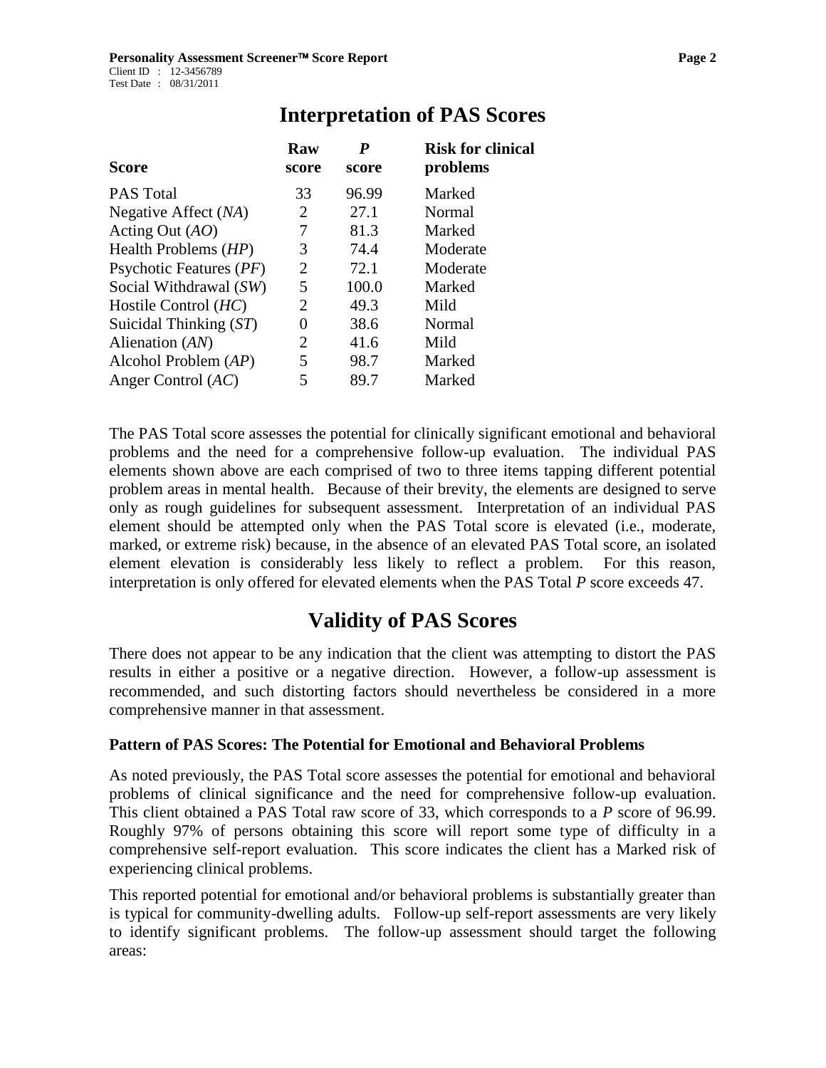# Interpretation of PAS Scores

| Score | Raw score | *P* score | Risk for clinical problems |
|---|---|---|---|
| PAS Total | 33 | 96.99 | Marked |
| Negative Affect (*NA*) | 2 | 27.1 | Normal |
| Acting Out (*AO*) | 7 | 81.3 | Marked |
| Health Problems (*HP*) | 3 | 74.4 | Moderate |
| Psychotic Features (*PF*) | 2 | 72.1 | Moderate |
| Social Withdrawal (*SW*) | 5 | 100.0 | Marked |
| Hostile Control (*HC*) | 2 | 49.3 | Mild |
| Suicidal Thinking (*ST*) | 0 | 38.6 | Normal |
| Alienation (*AN*) | 2 | 41.6 | Mild |
| Alcohol Problem (*AP*) | 5 | 98.7 | Marked |
| Anger Control (*AC*) | 5 | 89.7 | Marked |

The PAS Total score assesses the potential for clinically significant emotional and behavioral problems and the need for a comprehensive follow-up evaluation. The individual PAS elements shown above are each comprised of two to three items tapping different potential problem areas in mental health. Because of their brevity, the elements are designed to serve only as rough guidelines for subsequent assessment. Interpretation of an individual PAS element should be attempted only when the PAS Total score is elevated (i.e., moderate, marked, or extreme risk) because, in the absence of an elevated PAS Total score, an isolated element elevation is considerably less likely to reflect a problem. For this reason, interpretation is only offered for elevated elements when the PAS Total *P* score exceeds 47.

# Validity of PAS Scores

There does not appear to be any indication that the client was attempting to distort the PAS results in either a positive or a negative direction. However, a follow-up assessment is recommended, and such distorting factors should nevertheless be considered in a more comprehensive manner in that assessment.

### Pattern of PAS Scores: The Potential for Emotional and Behavioral Problems

As noted previously, the PAS Total score assesses the potential for emotional and behavioral problems of clinical significance and the need for comprehensive follow-up evaluation. This client obtained a PAS Total raw score of 33, which corresponds to a *P* score of 96.99. Roughly 97% of persons obtaining this score will report some type of difficulty in a comprehensive self-report evaluation. This score indicates the client has a Marked risk of experiencing clinical problems.

This reported potential for emotional and/or behavioral problems is substantially greater than is typical for community-dwelling adults. Follow-up self-report assessments are very likely to identify significant problems. The follow-up assessment should target the following areas: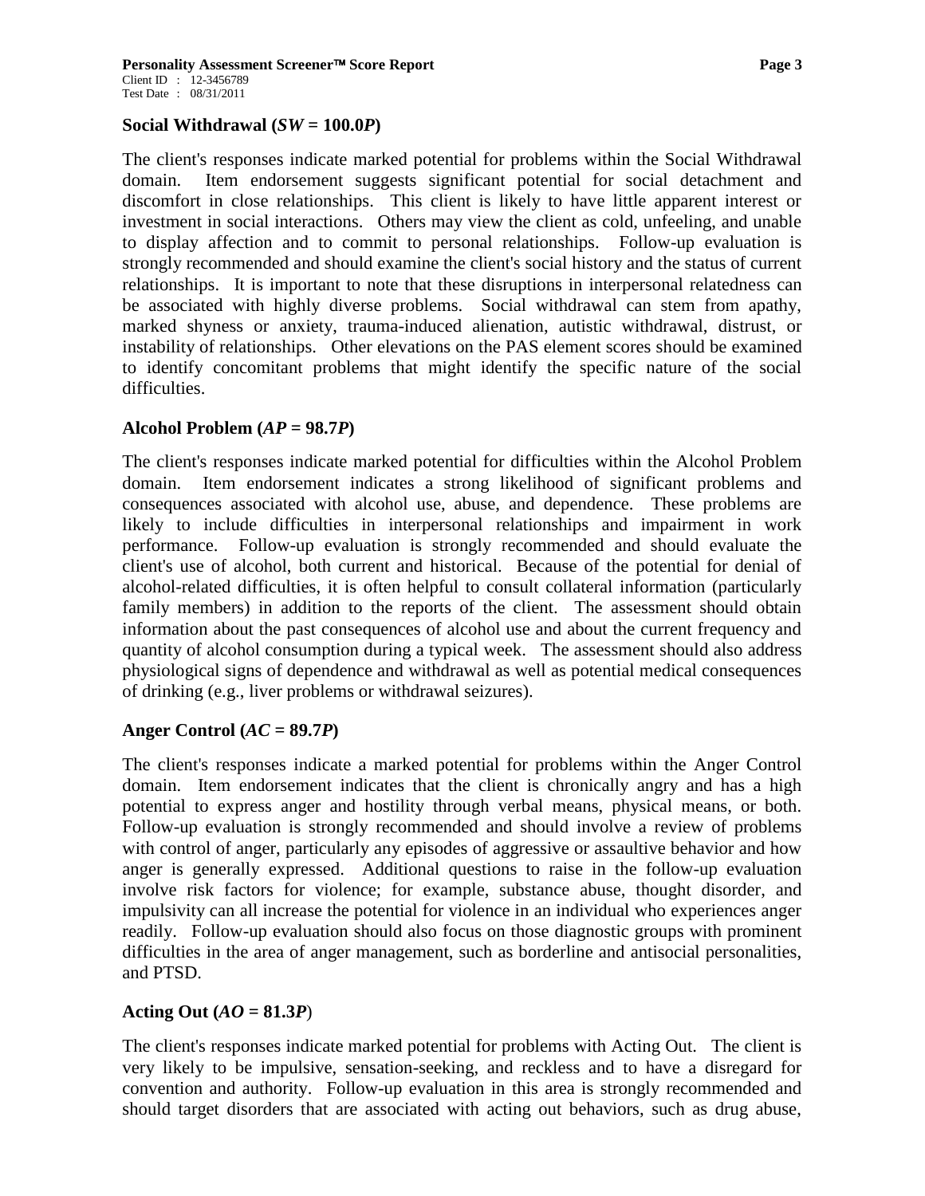### Social Withdrawal (*SW* = 100.0*P*)

The client's responses indicate marked potential for problems within the Social Withdrawal domain. Item endorsement suggests significant potential for social detachment and discomfort in close relationships. This client is likely to have little apparent interest or investment in social interactions. Others may view the client as cold, unfeeling, and unable to display affection and to commit to personal relationships. Follow-up evaluation is strongly recommended and should examine the client's social history and the status of current relationships. It is important to note that these disruptions in interpersonal relatedness can be associated with highly diverse problems. Social withdrawal can stem from apathy, marked shyness or anxiety, trauma-induced alienation, autistic withdrawal, distrust, or instability of relationships. Other elevations on the PAS element scores should be examined to identify concomitant problems that might identify the specific nature of the social difficulties.

### Alcohol Problem (*AP* = 98.7*P*)

The client's responses indicate marked potential for difficulties within the Alcohol Problem domain. Item endorsement indicates a strong likelihood of significant problems and consequences associated with alcohol use, abuse, and dependence. These problems are likely to include difficulties in interpersonal relationships and impairment in work performance. Follow-up evaluation is strongly recommended and should evaluate the client's use of alcohol, both current and historical. Because of the potential for denial of alcohol-related difficulties, it is often helpful to consult collateral information (particularly family members) in addition to the reports of the client. The assessment should obtain information about the past consequences of alcohol use and about the current frequency and quantity of alcohol consumption during a typical week. The assessment should also address physiological signs of dependence and withdrawal as well as potential medical consequences of drinking (e.g., liver problems or withdrawal seizures).

### Anger Control (*AC* = 89.7*P*)

The client's responses indicate a marked potential for problems within the Anger Control domain. Item endorsement indicates that the client is chronically angry and has a high potential to express anger and hostility through verbal means, physical means, or both. Follow-up evaluation is strongly recommended and should involve a review of problems with control of anger, particularly any episodes of aggressive or assaultive behavior and how anger is generally expressed. Additional questions to raise in the follow-up evaluation involve risk factors for violence; for example, substance abuse, thought disorder, and impulsivity can all increase the potential for violence in an individual who experiences anger readily. Follow-up evaluation should also focus on those diagnostic groups with prominent difficulties in the area of anger management, such as borderline and antisocial personalities, and PTSD.

### Acting Out (*AO* = 81.3*P*)

The client's responses indicate marked potential for problems with Acting Out. The client is very likely to be impulsive, sensation-seeking, and reckless and to have a disregard for convention and authority. Follow-up evaluation in this area is strongly recommended and should target disorders that are associated with acting out behaviors, such as drug abuse,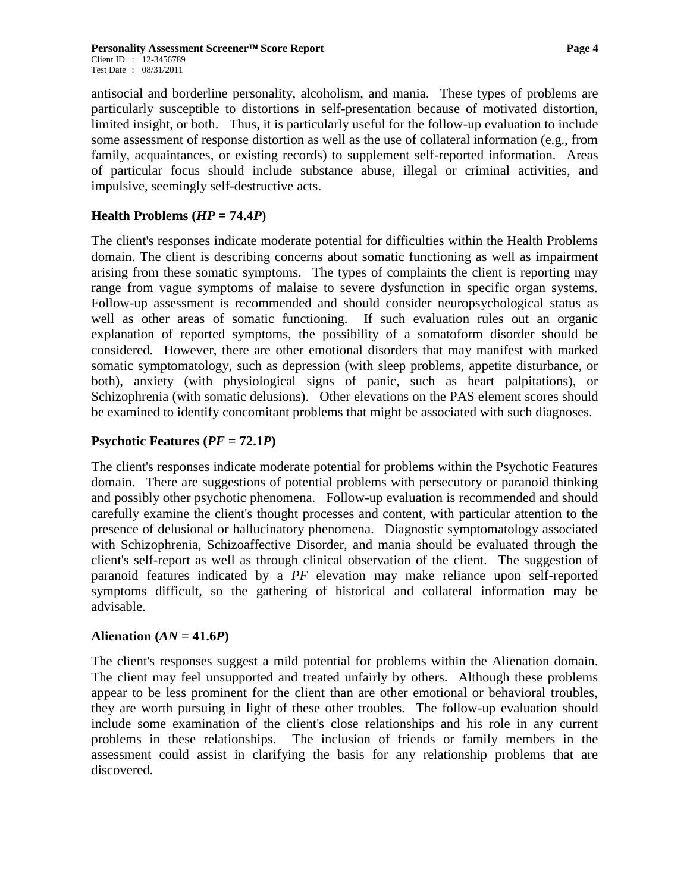antisocial and borderline personality, alcoholism, and mania. These types of problems are particularly susceptible to distortions in self-presentation because of motivated distortion, limited insight, or both. Thus, it is particularly useful for the follow-up evaluation to include some assessment of response distortion as well as the use of collateral information (e.g., from family, acquaintances, or existing records) to supplement self-reported information. Areas of particular focus should include substance abuse, illegal or criminal activities, and impulsive, seemingly self-destructive acts.

### Health Problems (*HP* = 74.4*P*)

The client's responses indicate moderate potential for difficulties within the Health Problems domain. The client is describing concerns about somatic functioning as well as impairment arising from these somatic symptoms. The types of complaints the client is reporting may range from vague symptoms of malaise to severe dysfunction in specific organ systems. Follow-up assessment is recommended and should consider neuropsychological status as well as other areas of somatic functioning. If such evaluation rules out an organic explanation of reported symptoms, the possibility of a somatoform disorder should be considered. However, there are other emotional disorders that may manifest with marked somatic symptomatology, such as depression (with sleep problems, appetite disturbance, or both), anxiety (with physiological signs of panic, such as heart palpitations), or Schizophrenia (with somatic delusions). Other elevations on the PAS element scores should be examined to identify concomitant problems that might be associated with such diagnoses.

### Psychotic Features (*PF* = 72.1*P*)

The client's responses indicate moderate potential for problems within the Psychotic Features domain. There are suggestions of potential problems with persecutory or paranoid thinking and possibly other psychotic phenomena. Follow-up evaluation is recommended and should carefully examine the client's thought processes and content, with particular attention to the presence of delusional or hallucinatory phenomena. Diagnostic symptomatology associated with Schizophrenia, Schizoaffective Disorder, and mania should be evaluated through the client's self-report as well as through clinical observation of the client. The suggestion of paranoid features indicated by a *PF* elevation may make reliance upon self-reported symptoms difficult, so the gathering of historical and collateral information may be advisable.

### Alienation (*AN* = 41.6*P*)

The client's responses suggest a mild potential for problems within the Alienation domain. The client may feel unsupported and treated unfairly by others. Although these problems appear to be less prominent for the client than are other emotional or behavioral troubles, they are worth pursuing in light of these other troubles. The follow-up evaluation should include some examination of the client's close relationships and his role in any current problems in these relationships. The inclusion of friends or family members in the assessment could assist in clarifying the basis for any relationship problems that are discovered.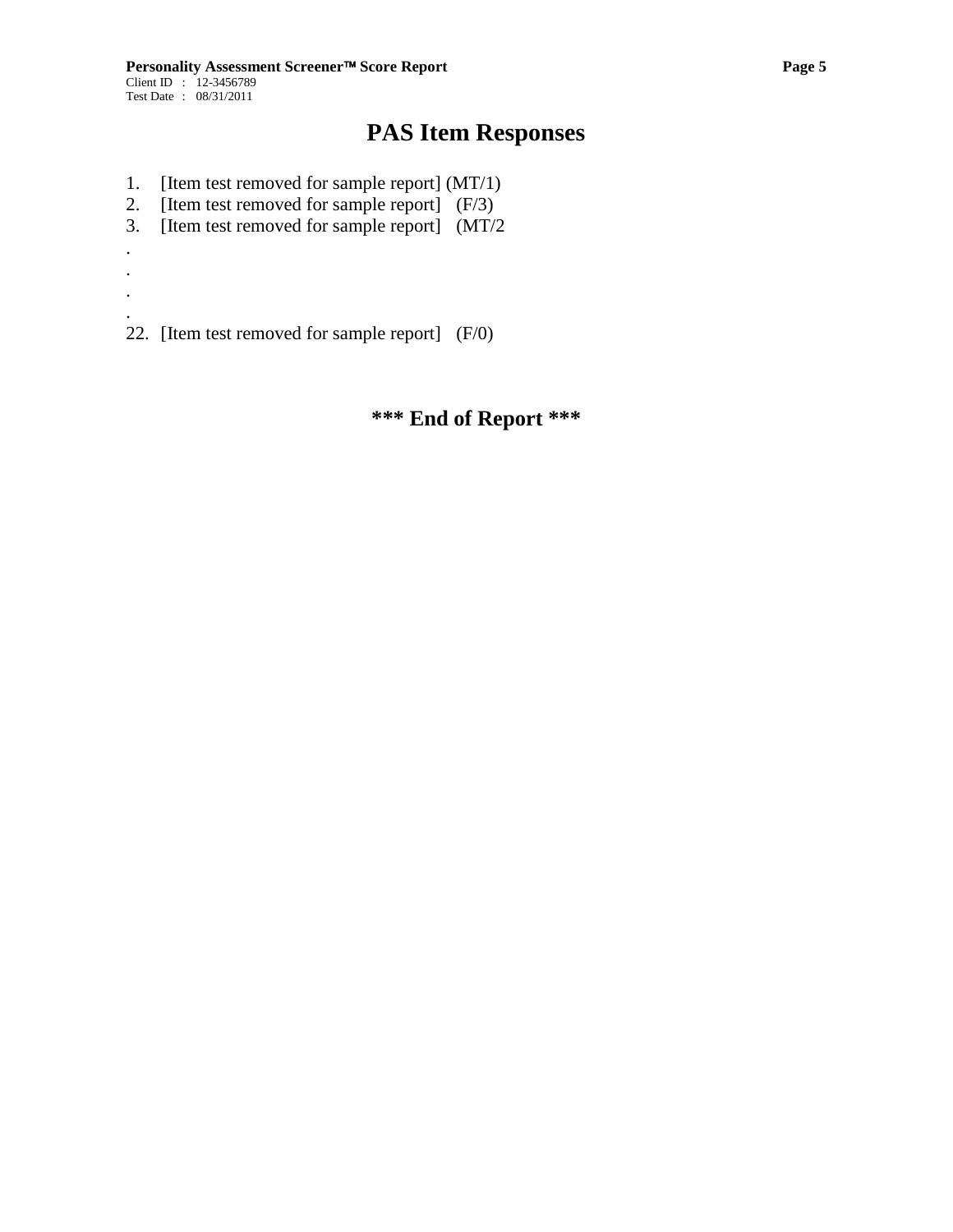# PAS Item Responses

1. [Item test removed for sample report] (MT/1)
2. [Item test removed for sample report] (F/3)
3. [Item test removed for sample report] (MT/2

.
.
.
.

22. [Item test removed for sample report] (F/0)

**\*\*\* End of Report \*\*\***